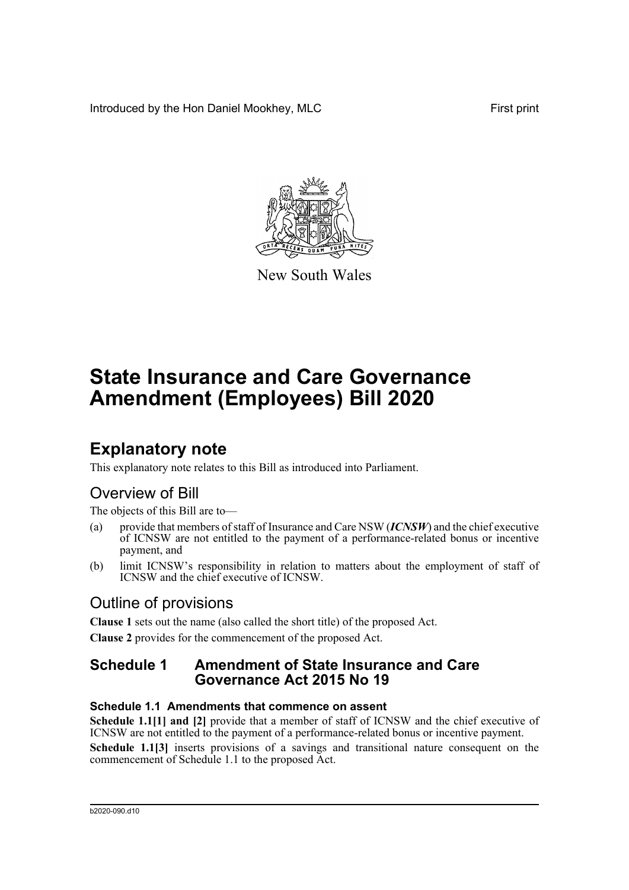Introduced by the Hon Daniel Mookhey, MLC

First print

New South Wales

# State Insurance and Care Governance Amendment (Employees) Bill 2020

## Explanatory note

This explanatory note relates to this Bill as introduced into Parliament.

### Overview of Bill

The objects of this Bill are to—

(a) provide that members of staff of Insurance and Care NSW (***ICNSW***) and the chief executive of ICNSW are not entitled to the payment of a performance-related bonus or incentive payment, and

(b) limit ICNSW's responsibility in relation to matters about the employment of staff of ICNSW and the chief executive of ICNSW.

### Outline of provisions

**Clause 1** sets out the name (also called the short title) of the proposed Act.

**Clause 2** provides for the commencement of the proposed Act.

### Schedule 1 Amendment of State Insurance and Care Governance Act 2015 No 19

#### Schedule 1.1 Amendments that commence on assent

**Schedule 1.1[1] and [2]** provide that a member of staff of ICNSW and the chief executive of ICNSW are not entitled to the payment of a performance-related bonus or incentive payment.

**Schedule 1.1[3]** inserts provisions of a savings and transitional nature consequent on the commencement of Schedule 1.1 to the proposed Act.

b2020-090.d10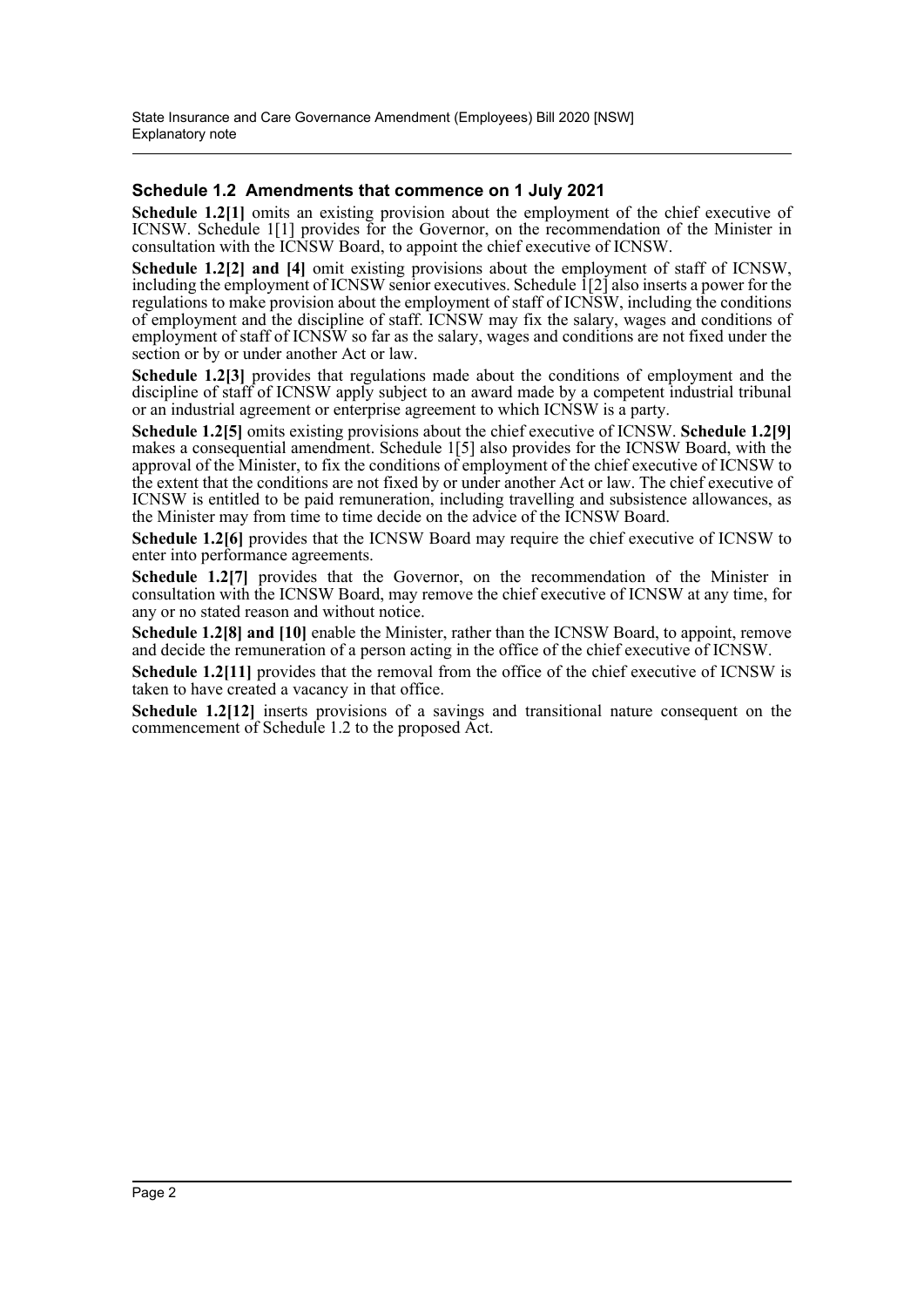### Schedule 1.2 Amendments that commence on 1 July 2021

**Schedule 1.2[1]** omits an existing provision about the employment of the chief executive of ICNSW. Schedule 1[1] provides for the Governor, on the recommendation of the Minister in consultation with the ICNSW Board, to appoint the chief executive of ICNSW.

**Schedule 1.2[2] and [4]** omit existing provisions about the employment of staff of ICNSW, including the employment of ICNSW senior executives. Schedule 1[2] also inserts a power for the regulations to make provision about the employment of staff of ICNSW, including the conditions of employment and the discipline of staff. ICNSW may fix the salary, wages and conditions of employment of staff of ICNSW so far as the salary, wages and conditions are not fixed under the section or by or under another Act or law.

**Schedule 1.2[3]** provides that regulations made about the conditions of employment and the discipline of staff of ICNSW apply subject to an award made by a competent industrial tribunal or an industrial agreement or enterprise agreement to which ICNSW is a party.

**Schedule 1.2[5]** omits existing provisions about the chief executive of ICNSW. **Schedule 1.2[9]** makes a consequential amendment. Schedule 1[5] also provides for the ICNSW Board, with the approval of the Minister, to fix the conditions of employment of the chief executive of ICNSW to the extent that the conditions are not fixed by or under another Act or law. The chief executive of ICNSW is entitled to be paid remuneration, including travelling and subsistence allowances, as the Minister may from time to time decide on the advice of the ICNSW Board.

**Schedule 1.2[6]** provides that the ICNSW Board may require the chief executive of ICNSW to enter into performance agreements.

**Schedule 1.2[7]** provides that the Governor, on the recommendation of the Minister in consultation with the ICNSW Board, may remove the chief executive of ICNSW at any time, for any or no stated reason and without notice.

**Schedule 1.2[8] and [10]** enable the Minister, rather than the ICNSW Board, to appoint, remove and decide the remuneration of a person acting in the office of the chief executive of ICNSW.

**Schedule 1.2[11]** provides that the removal from the office of the chief executive of ICNSW is taken to have created a vacancy in that office.

**Schedule 1.2[12]** inserts provisions of a savings and transitional nature consequent on the commencement of Schedule 1.2 to the proposed Act.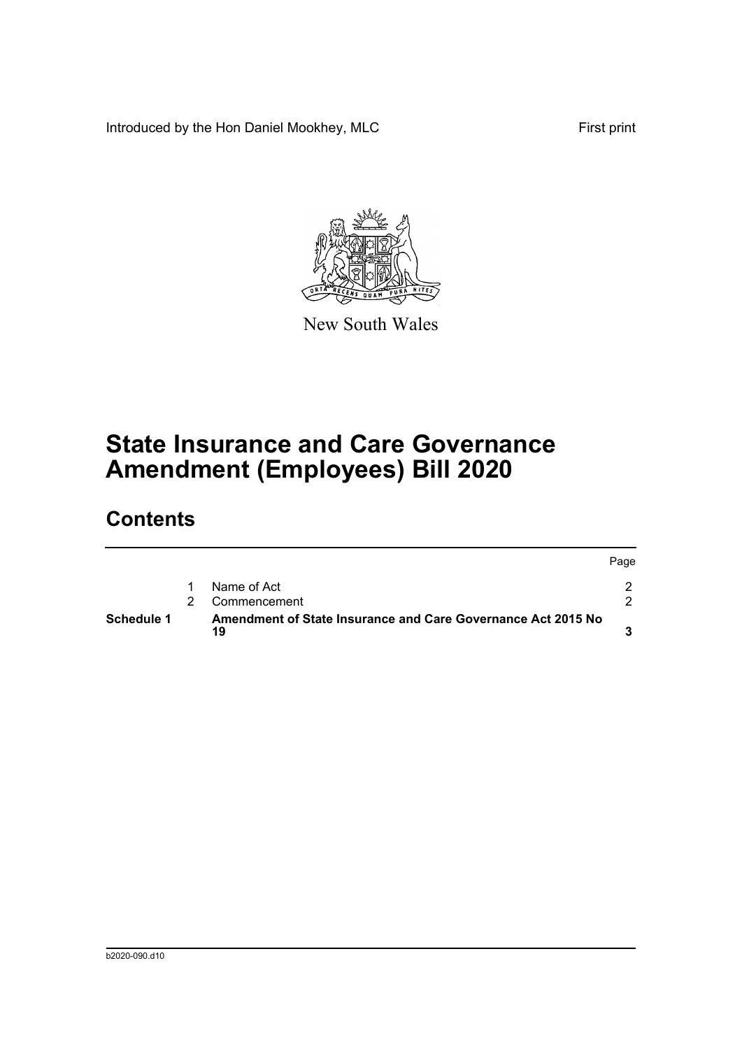Introduced by the Hon Daniel Mookhey, MLC

First print

New South Wales

# State Insurance and Care Governance Amendment (Employees) Bill 2020

## Contents

| | | | Page |
|---|---|---|---|
| | 1 | Name of Act | 2 |
| | 2 | Commencement | 2 |
| **Schedule 1** | | **Amendment of State Insurance and Care Governance Act 2015 No 19** | **3** |

b2020-090.d10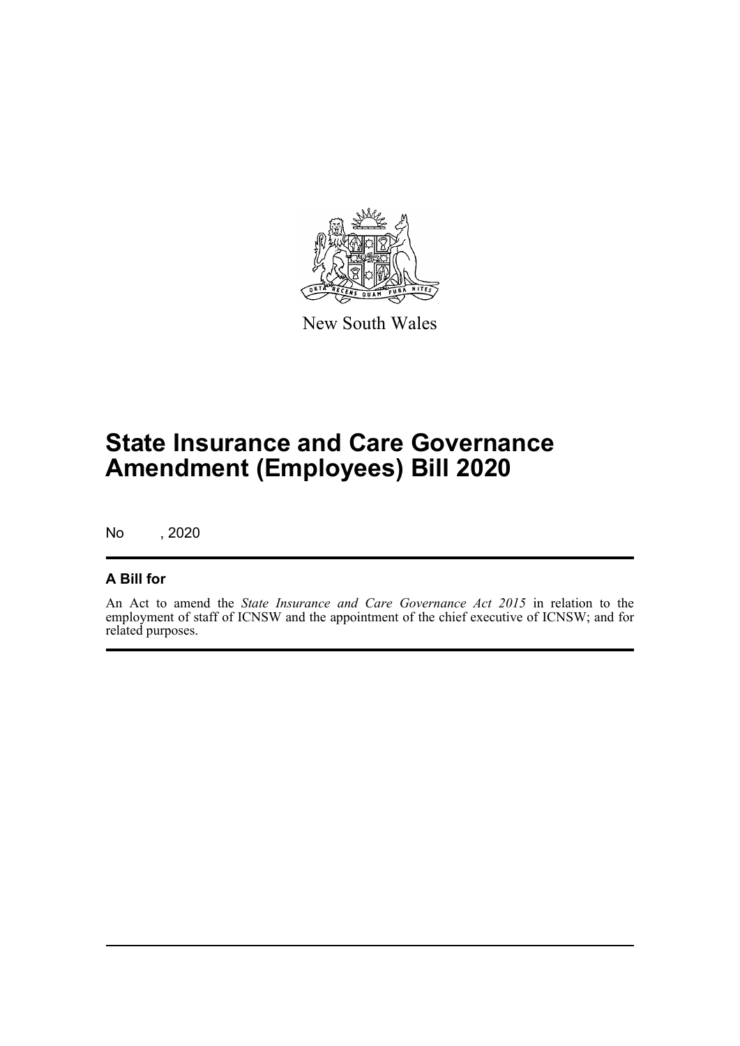New South Wales

# State Insurance and Care Governance Amendment (Employees) Bill 2020

No , 2020

## A Bill for

An Act to amend the *State Insurance and Care Governance Act 2015* in relation to the employment of staff of ICNSW and the appointment of the chief executive of ICNSW; and for related purposes.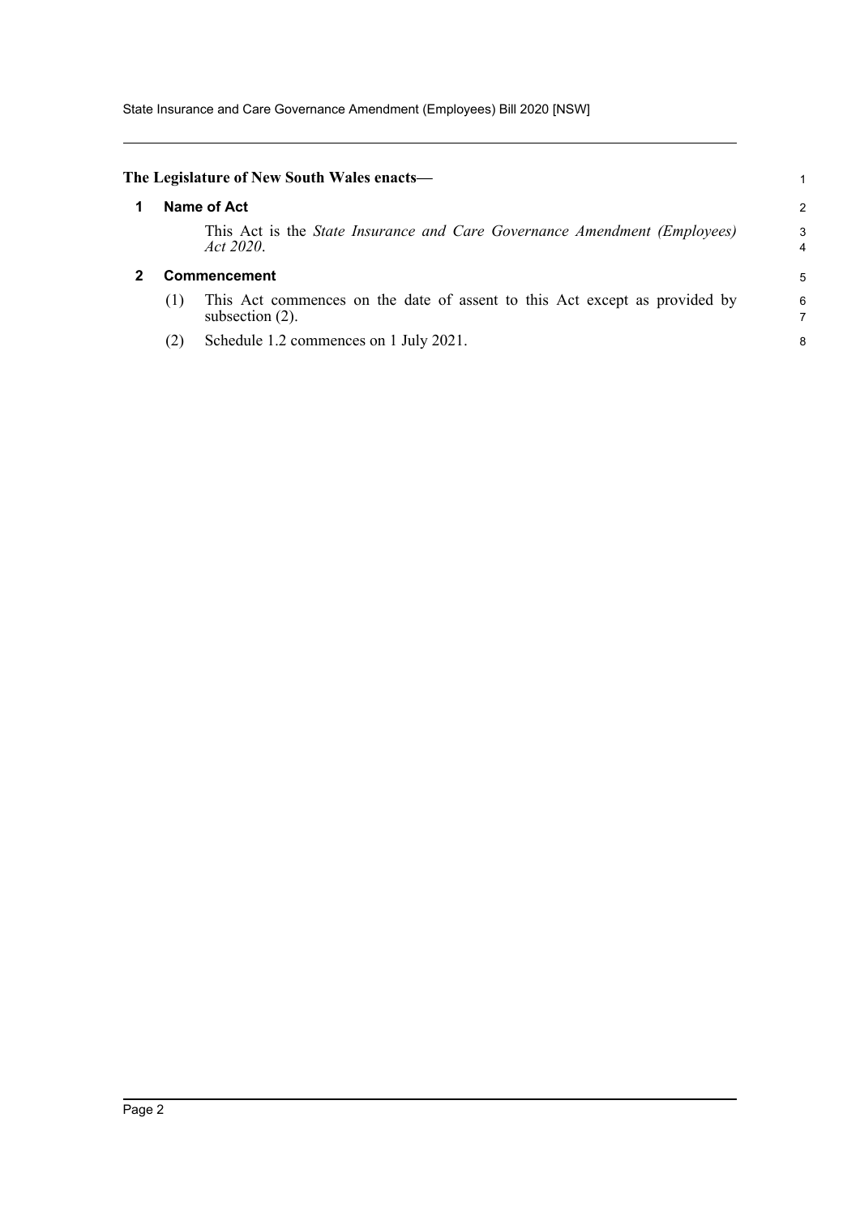**The Legislature of New South Wales enacts—**

## 1 Name of Act

This Act is the *State Insurance and Care Governance Amendment (Employees) Act 2020*.

## 2 Commencement

(1) This Act commences on the date of assent to this Act except as provided by subsection (2).

(2) Schedule 1.2 commences on 1 July 2021.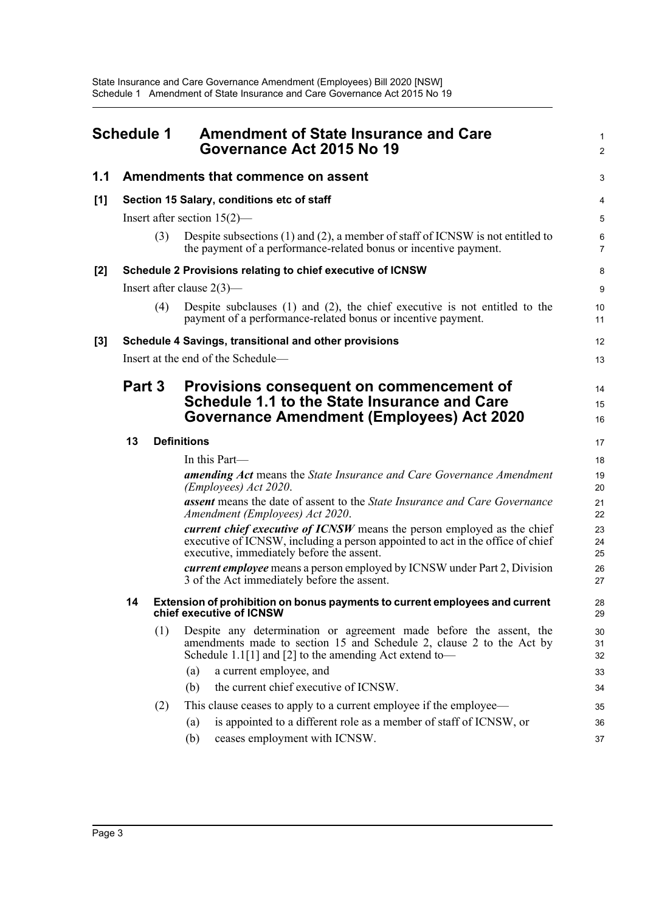# Schedule 1 Amendment of State Insurance and Care Governance Act 2015 No 19

## 1.1 Amendments that commence on assent

### [1] Section 15 Salary, conditions etc of staff

Insert after section 15(2)—

(3) Despite subsections (1) and (2), a member of staff of ICNSW is not entitled to the payment of a performance-related bonus or incentive payment.

### [2] Schedule 2 Provisions relating to chief executive of ICNSW

Insert after clause 2(3)—

(4) Despite subclauses (1) and (2), the chief executive is not entitled to the payment of a performance-related bonus or incentive payment.

### [3] Schedule 4 Savings, transitional and other provisions

Insert at the end of the Schedule—

## Part 3 Provisions consequent on commencement of Schedule 1.1 to the State Insurance and Care Governance Amendment (Employees) Act 2020

### 13 Definitions

In this Part—

***amending Act*** means the *State Insurance and Care Governance Amendment (Employees) Act 2020*.

***assent*** means the date of assent to the *State Insurance and Care Governance Amendment (Employees) Act 2020*.

***current chief executive of ICNSW*** means the person employed as the chief executive of ICNSW, including a person appointed to act in the office of chief executive, immediately before the assent.

***current employee*** means a person employed by ICNSW under Part 2, Division 3 of the Act immediately before the assent.

### 14 Extension of prohibition on bonus payments to current employees and current chief executive of ICNSW

(1) Despite any determination or agreement made before the assent, the amendments made to section 15 and Schedule 2, clause 2 to the Act by Schedule 1.1[1] and [2] to the amending Act extend to—

(a) a current employee, and

(b) the current chief executive of ICNSW.

(2) This clause ceases to apply to a current employee if the employee—

(a) is appointed to a different role as a member of staff of ICNSW, or

(b) ceases employment with ICNSW.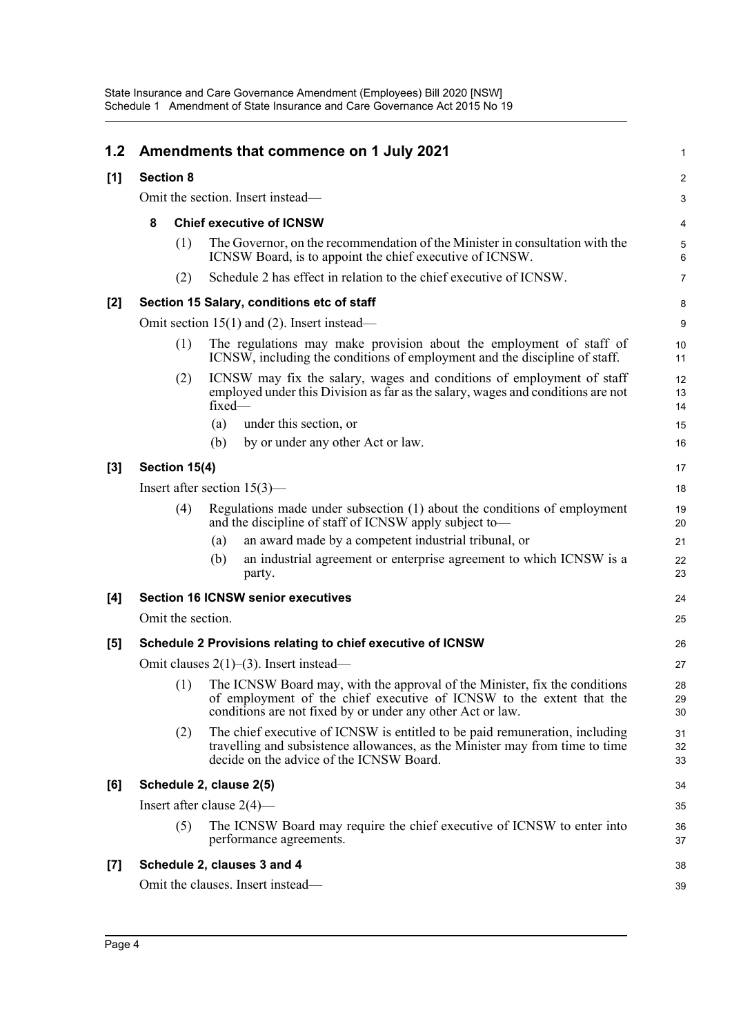## 1.2 Amendments that commence on 1 July 2021

### [1] Section 8

Omit the section. Insert instead—

**8 Chief executive of ICNSW**

(1) The Governor, on the recommendation of the Minister in consultation with the ICNSW Board, is to appoint the chief executive of ICNSW.

(2) Schedule 2 has effect in relation to the chief executive of ICNSW.

### [2] Section 15 Salary, conditions etc of staff

Omit section 15(1) and (2). Insert instead—

(1) The regulations may make provision about the employment of staff of ICNSW, including the conditions of employment and the discipline of staff.

(2) ICNSW may fix the salary, wages and conditions of employment of staff employed under this Division as far as the salary, wages and conditions are not fixed—

(a) under this section, or

(b) by or under any other Act or law.

### [3] Section 15(4)

Insert after section 15(3)—

(4) Regulations made under subsection (1) about the conditions of employment and the discipline of staff of ICNSW apply subject to—

(a) an award made by a competent industrial tribunal, or

(b) an industrial agreement or enterprise agreement to which ICNSW is a party.

### [4] Section 16 ICNSW senior executives

Omit the section.

### [5] Schedule 2 Provisions relating to chief executive of ICNSW

Omit clauses 2(1)–(3). Insert instead—

(1) The ICNSW Board may, with the approval of the Minister, fix the conditions of employment of the chief executive of ICNSW to the extent that the conditions are not fixed by or under any other Act or law.

(2) The chief executive of ICNSW is entitled to be paid remuneration, including travelling and subsistence allowances, as the Minister may from time to time decide on the advice of the ICNSW Board.

### [6] Schedule 2, clause 2(5)

Insert after clause 2(4)—

(5) The ICNSW Board may require the chief executive of ICNSW to enter into performance agreements.

### [7] Schedule 2, clauses 3 and 4

Omit the clauses. Insert instead—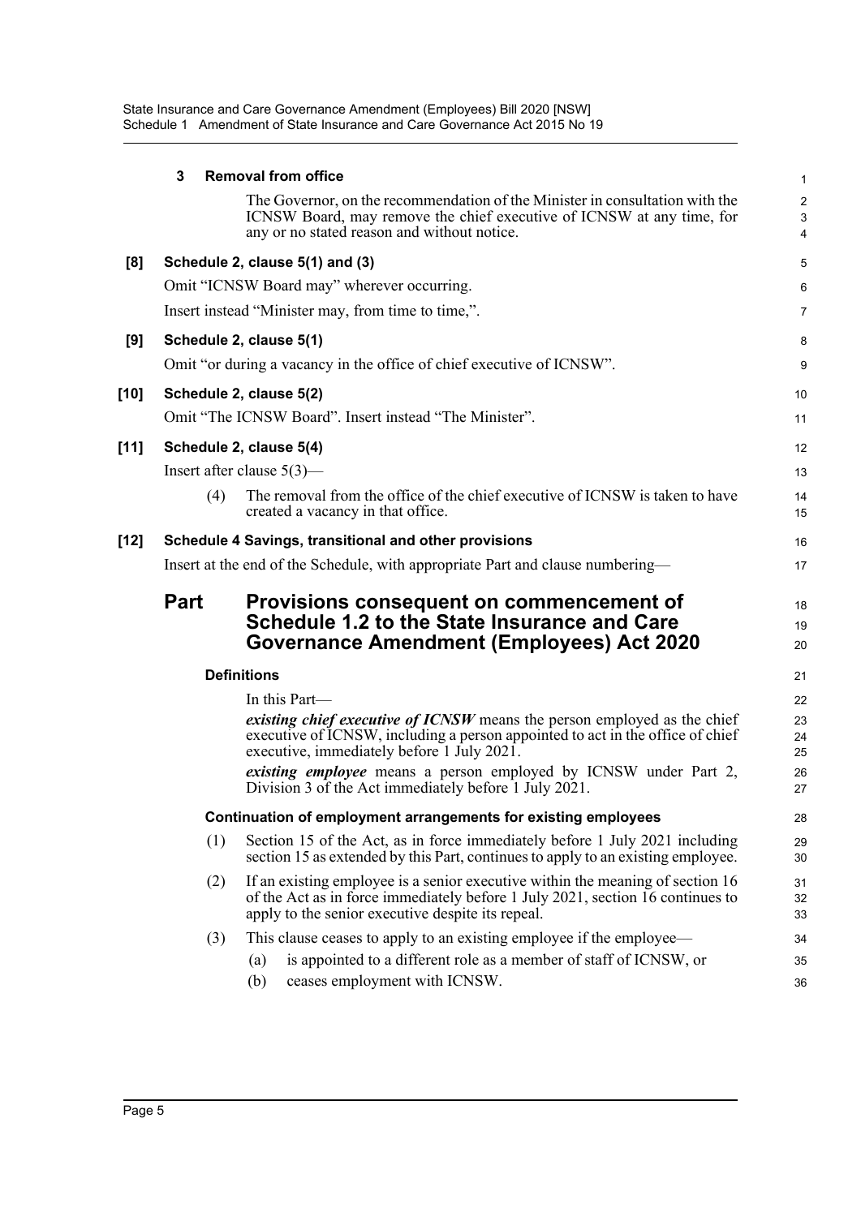**3 Removal from office**

The Governor, on the recommendation of the Minister in consultation with the ICNSW Board, may remove the chief executive of ICNSW at any time, for any or no stated reason and without notice.

**[8] Schedule 2, clause 5(1) and (3)**

Omit "ICNSW Board may" wherever occurring.

Insert instead "Minister may, from time to time,".

**[9] Schedule 2, clause 5(1)**

Omit "or during a vacancy in the office of chief executive of ICNSW".

**[10] Schedule 2, clause 5(2)**

Omit "The ICNSW Board". Insert instead "The Minister".

**[11] Schedule 2, clause 5(4)**

Insert after clause 5(3)—

(4) The removal from the office of the chief executive of ICNSW is taken to have created a vacancy in that office.

**[12] Schedule 4 Savings, transitional and other provisions**

Insert at the end of the Schedule, with appropriate Part and clause numbering—

## Part Provisions consequent on commencement of Schedule 1.2 to the State Insurance and Care Governance Amendment (Employees) Act 2020

**Definitions**

In this Part—

***existing chief executive of ICNSW*** means the person employed as the chief executive of ICNSW, including a person appointed to act in the office of chief executive, immediately before 1 July 2021.

***existing employee*** means a person employed by ICNSW under Part 2, Division 3 of the Act immediately before 1 July 2021.

**Continuation of employment arrangements for existing employees**

(1) Section 15 of the Act, as in force immediately before 1 July 2021 including section 15 as extended by this Part, continues to apply to an existing employee.

(2) If an existing employee is a senior executive within the meaning of section 16 of the Act as in force immediately before 1 July 2021, section 16 continues to apply to the senior executive despite its repeal.

(3) This clause ceases to apply to an existing employee if the employee—

(a) is appointed to a different role as a member of staff of ICNSW, or

(b) ceases employment with ICNSW.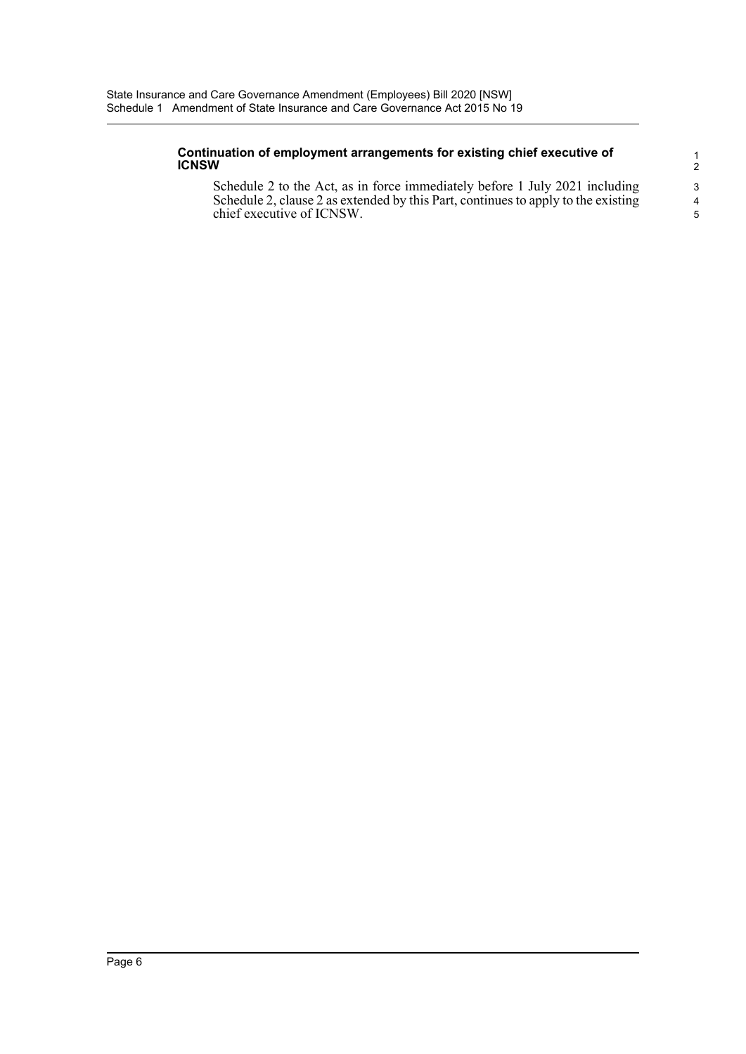#### Continuation of employment arrangements for existing chief executive of ICNSW

Schedule 2 to the Act, as in force immediately before 1 July 2021 including Schedule 2, clause 2 as extended by this Part, continues to apply to the existing chief executive of ICNSW.